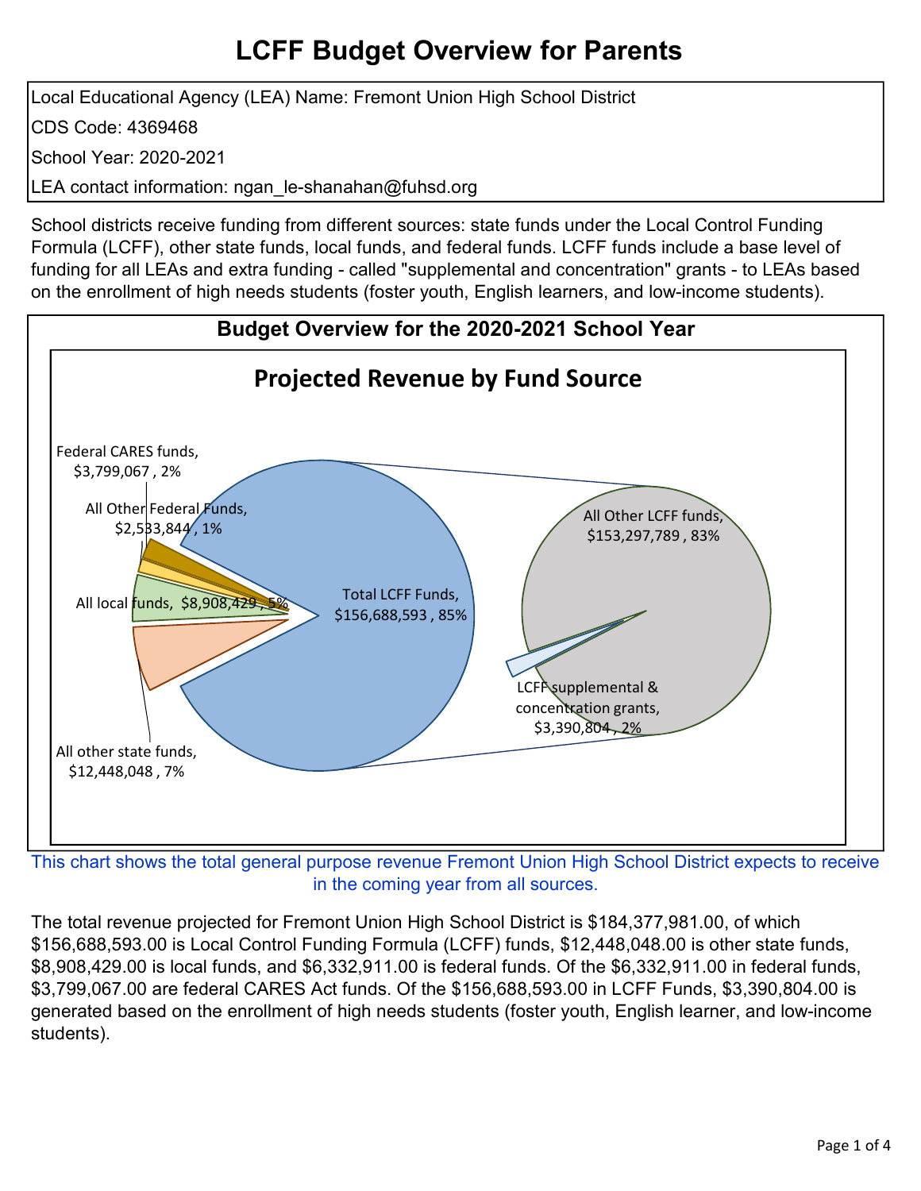# LCFF Budget Overview for Parents

Local Educational Agency (LEA) Name: Fremont Union High School District

CDS Code: 4369468

School Year: 2020-2021

LEA contact information: ngan_le-shanahan@fuhsd.org

School districts receive funding from different sources: state funds under the Local Control Funding Formula (LCFF), other state funds, local funds, and federal funds. LCFF funds include a base level of funding for all LEAs and extra funding - called "supplemental and concentration" grants - to LEAs based on the enrollment of high needs students (foster youth, English learners, and low-income students).

## Budget Overview for the 2020-2021 School Year

### Projected Revenue by Fund Source

Federal CARES funds, $3,799,067 , 2%

All Other Federal Funds, $2,533,844 , 1%

All local funds, $8,908,429 , 5%

All other state funds, $12,448,048 , 7%

Total LCFF Funds, $156,688,593 , 85%

All Other LCFF funds, $153,297,789 , 83%

LCFF supplemental & concentration grants, $3,390,804 , 2%

This chart shows the total general purpose revenue Fremont Union High School District expects to receive in the coming year from all sources.

The total revenue projected for Fremont Union High School District is $184,377,981.00, of which $156,688,593.00 is Local Control Funding Formula (LCFF) funds, $12,448,048.00 is other state funds, $8,908,429.00 is local funds, and $6,332,911.00 is federal funds. Of the $6,332,911.00 in federal funds, $3,799,067.00 are federal CARES Act funds. Of the $156,688,593.00 in LCFF Funds, $3,390,804.00 is generated based on the enrollment of high needs students (foster youth, English learner, and low-income students).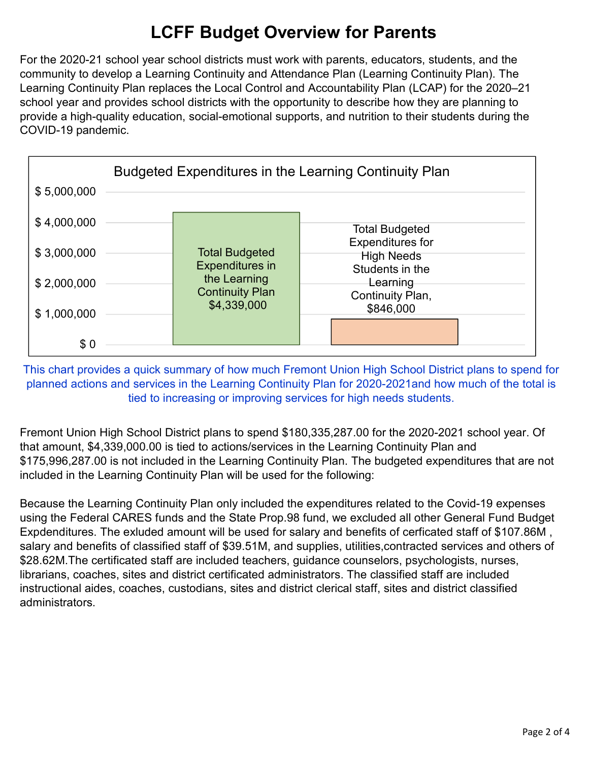# LCFF Budget Overview for Parents

For the 2020-21 school year school districts must work with parents, educators, students, and the community to develop a Learning Continuity and Attendance Plan (Learning Continuity Plan). The Learning Continuity Plan replaces the Local Control and Accountability Plan (LCAP) for the 2020–21 school year and provides school districts with the opportunity to describe how they are planning to provide a high-quality education, social-emotional supports, and nutrition to their students during the COVID-19 pandemic.

**Budgeted Expenditures in the Learning Continuity Plan**

| Category | Amount |
| --- | --- |
| Total Budgeted Expenditures in the Learning Continuity Plan | $4,339,000 |
| Total Budgeted Expenditures for High Needs Students in the Learning Continuity Plan | $846,000 |

This chart provides a quick summary of how much Fremont Union High School District plans to spend for planned actions and services in the Learning Continuity Plan for 2020-2021and how much of the total is tied to increasing or improving services for high needs students.

Fremont Union High School District plans to spend $180,335,287.00 for the 2020-2021 school year. Of that amount, $4,339,000.00 is tied to actions/services in the Learning Continuity Plan and $175,996,287.00 is not included in the Learning Continuity Plan. The budgeted expenditures that are not included in the Learning Continuity Plan will be used for the following:

Because the Learning Continuity Plan only included the expenditures related to the Covid-19 expenses using the Federal CARES funds and the State Prop.98 fund, we excluded all other General Fund Budget Expdenditures. The exluded amount will be used for salary and benefits of cerficated staff of $107.86M , salary and benefits of classified staff of $39.51M, and supplies, utilities,contracted services and others of $28.62M.The certificated staff are included teachers, guidance counselors, psychologists, nurses, librarians, coaches, sites and district certificated administrators. The classified staff are included instructional aides, coaches, custodians, sites and district clerical staff, sites and district classified administrators.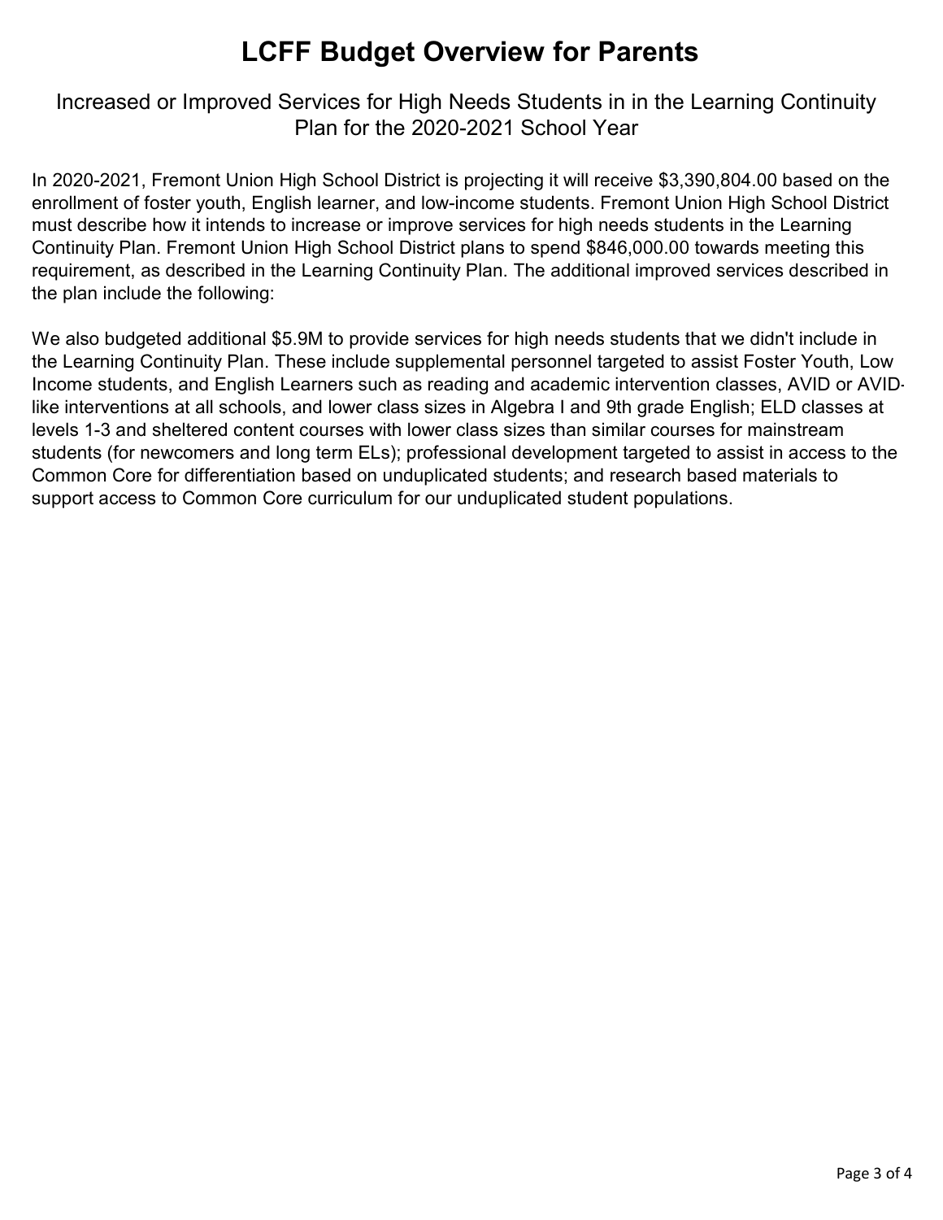# LCFF Budget Overview for Parents

## Increased or Improved Services for High Needs Students in in the Learning Continuity Plan for the 2020-2021 School Year

In 2020-2021, Fremont Union High School District is projecting it will receive $3,390,804.00 based on the enrollment of foster youth, English learner, and low-income students. Fremont Union High School District must describe how it intends to increase or improve services for high needs students in the Learning Continuity Plan. Fremont Union High School District plans to spend $846,000.00 towards meeting this requirement, as described in the Learning Continuity Plan. The additional improved services described in the plan include the following:

We also budgeted additional $5.9M to provide services for high needs students that we didn't include in the Learning Continuity Plan. These include supplemental personnel targeted to assist Foster Youth, Low Income students, and English Learners such as reading and academic intervention classes, AVID or AVID-like interventions at all schools, and lower class sizes in Algebra I and 9th grade English; ELD classes at levels 1-3 and sheltered content courses with lower class sizes than similar courses for mainstream students (for newcomers and long term ELs); professional development targeted to assist in access to the Common Core for differentiation based on unduplicated students; and research based materials to support access to Common Core curriculum for our unduplicated student populations.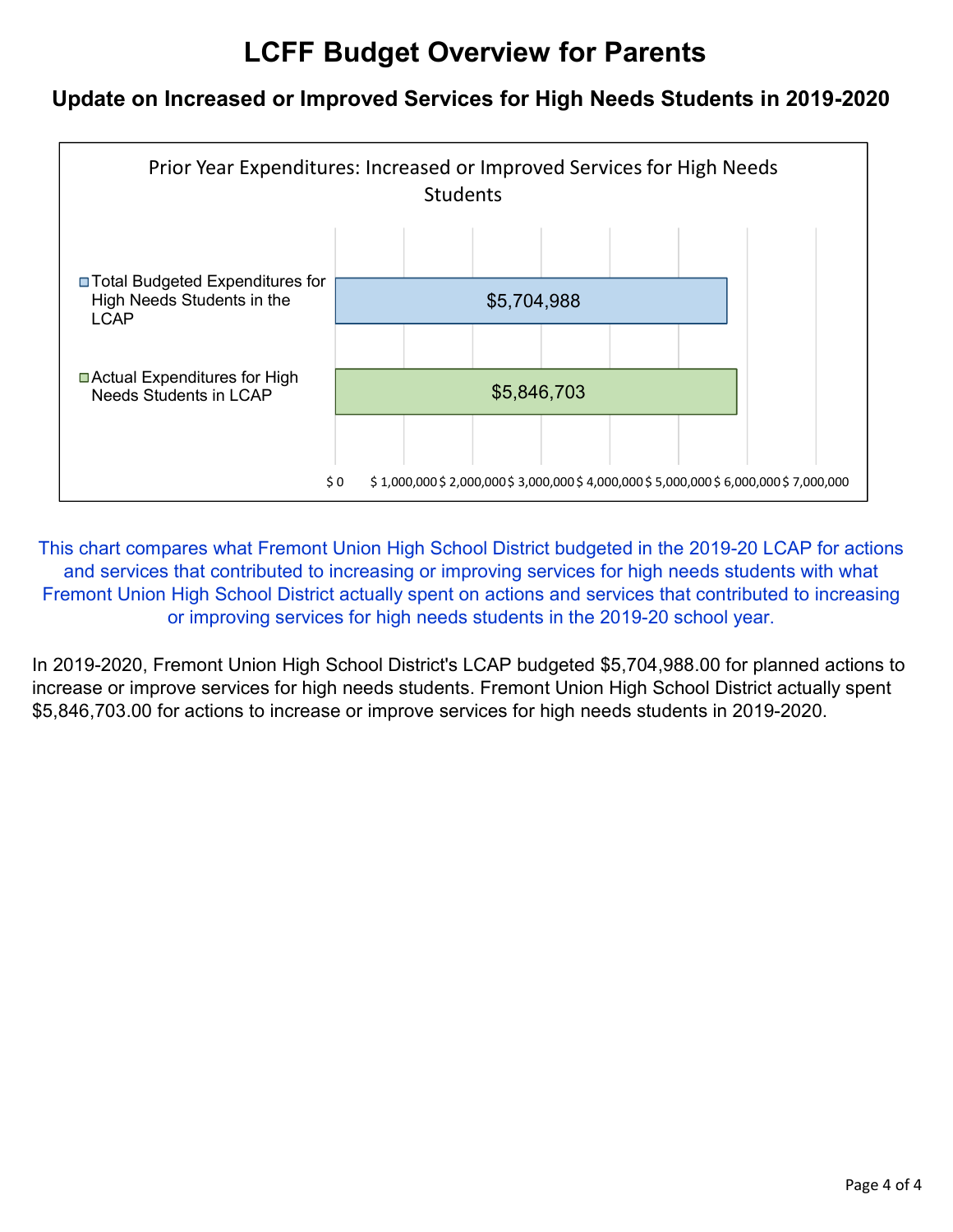# LCFF Budget Overview for Parents

## Update on Increased or Improved Services for High Needs Students in 2019-2020

Prior Year Expenditures: Increased or Improved Services for High Needs Students

Total Budgeted Expenditures for High Needs Students in the LCAP

$5,704,988

Actual Expenditures for High Needs Students in LCAP

$5,846,703

$ 0 $ 1,000,000 $ 2,000,000 $ 3,000,000 $ 4,000,000 $ 5,000,000 $ 6,000,000 $ 7,000,000

This chart compares what Fremont Union High School District budgeted in the 2019-20 LCAP for actions and services that contributed to increasing or improving services for high needs students with what Fremont Union High School District actually spent on actions and services that contributed to increasing or improving services for high needs students in the 2019-20 school year.

In 2019-2020, Fremont Union High School District's LCAP budgeted $5,704,988.00 for planned actions to increase or improve services for high needs students. Fremont Union High School District actually spent $5,846,703.00 for actions to increase or improve services for high needs students in 2019-2020.